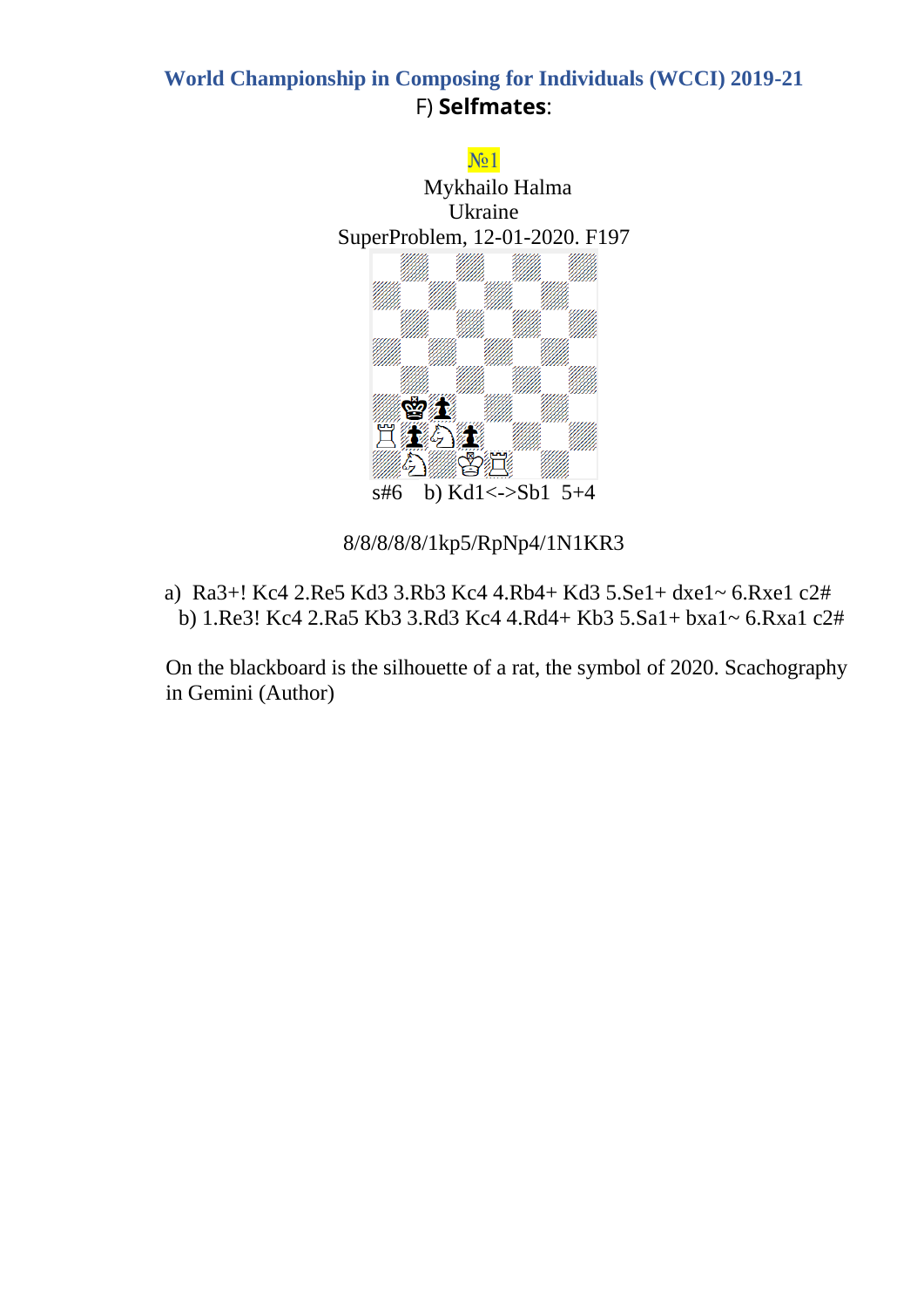## World Championship in Composing for Individuals (WCCI) 2019-21

F) **Selfmates**:

№1

Mykhailo Halma
Ukraine
SuperProblem, 12-01-2020. F197

s#6 b) Kd1<->Sb1 5+4

8/8/8/8/1kp5/RpNp4/1N1KR3

a) Ra3+! Kc4 2.Re5 Kd3 3.Rb3 Kc4 4.Rb4+ Kd3 5.Se1+ dxe1~ 6.Rxe1 c2#
b) 1.Re3! Kc4 2.Ra5 Kb3 3.Rd3 Kc4 4.Rd4+ Kb3 5.Sa1+ bxa1~ 6.Rxa1 c2#

On the blackboard is the silhouette of a rat, the symbol of 2020. Scachography in Gemini (Author)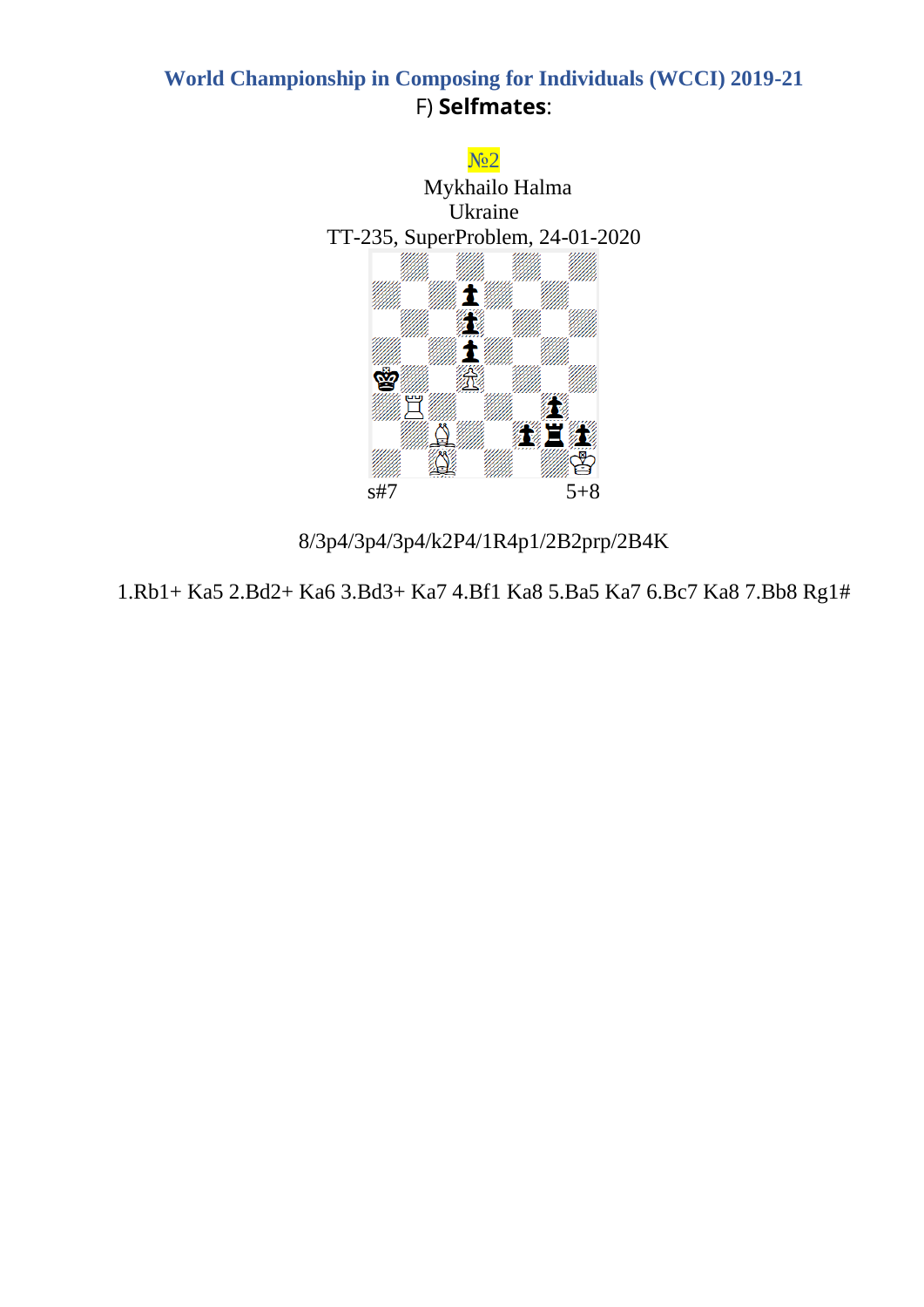## World Championship in Composing for Individuals (WCCI) 2019-21

F) **Selfmates**:

№2

Mykhailo Halma
Ukraine
TT-235, SuperProblem, 24-01-2020

s#7 5+8

8/3p4/3p4/3p4/k2P4/1R4p1/2B2prp/2B4K

1.Rb1+ Ka5 2.Bd2+ Ka6 3.Bd3+ Ka7 4.Bf1 Ka8 5.Ba5 Ka7 6.Bc7 Ka8 7.Bb8 Rg1#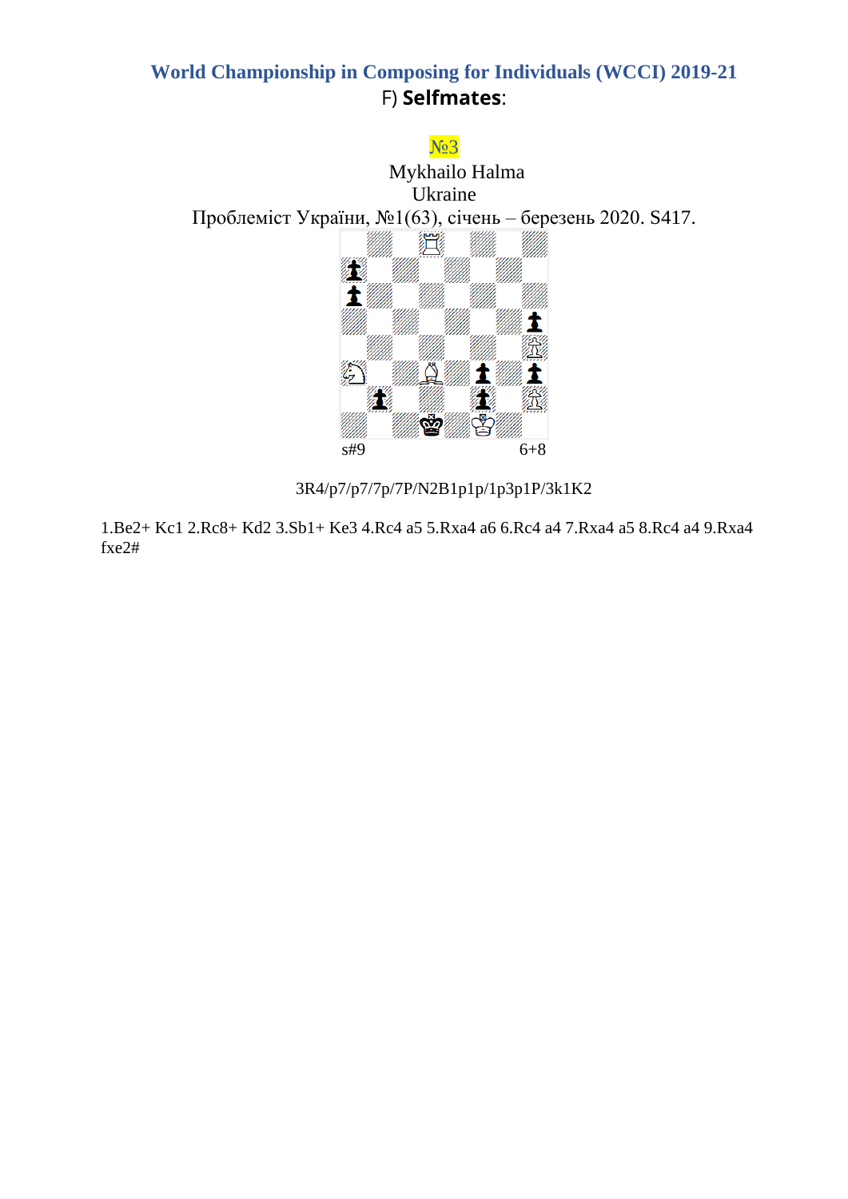## World Championship in Composing for Individuals (WCCI) 2019-21

F) **Selfmates**:

№3

Mykhailo Halma

Ukraine

Проблеміст України, №1(63), січень – березень 2020. S417.

s#9 6+8

3R4/p7/p7/7p/7P/N2B1p1p/1p3p1P/3k1K2

1.Be2+ Kc1 2.Rc8+ Kd2 3.Sb1+ Ke3 4.Rc4 a5 5.Rxa4 a6 6.Rc4 a4 7.Rxa4 a5 8.Rc4 a4 9.Rxa4 fxe2#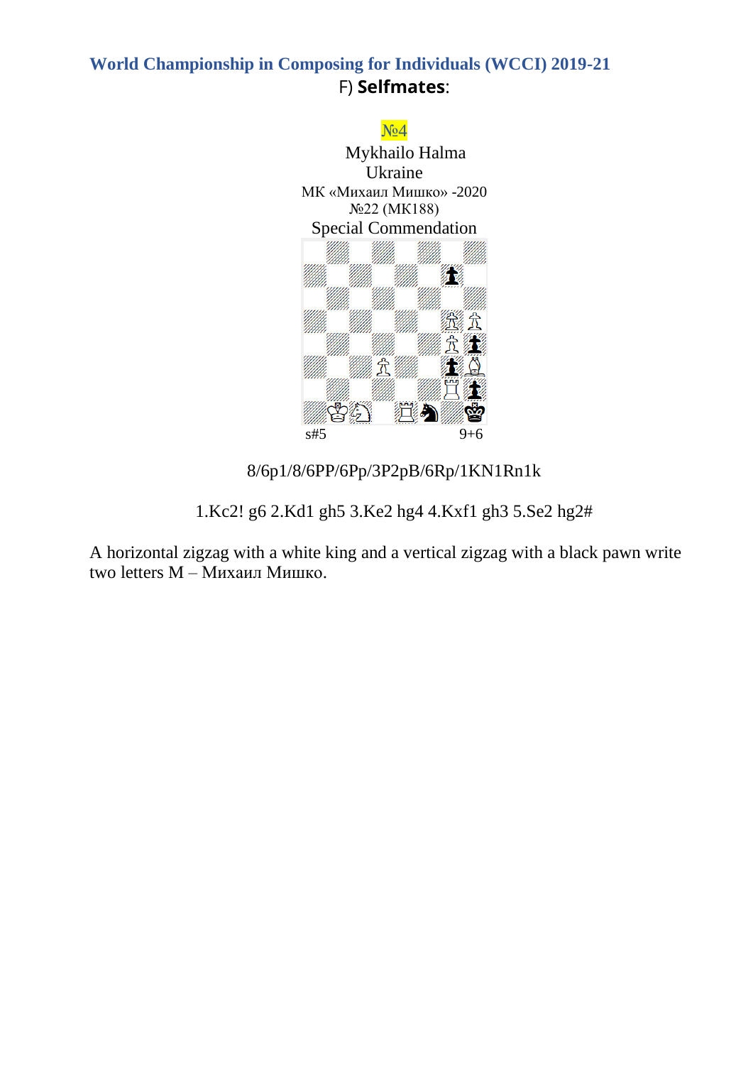## World Championship in Composing for Individuals (WCCI) 2019-21

F) **Selfmates**:

№4

Mykhailo Halma
Ukraine
МК «Михаил Мишко» -2020
№22 (МК188)
Special Commendation

s#5 9+6

8/6p1/8/6PP/6Pp/3P2pB/6Rp/1KN1Rn1k

1.Kc2! g6 2.Kd1 gh5 3.Ke2 hg4 4.Kxf1 gh3 5.Se2 hg2#

A horizontal zigzag with a white king and a vertical zigzag with a black pawn write two letters M – Михаил Мишко.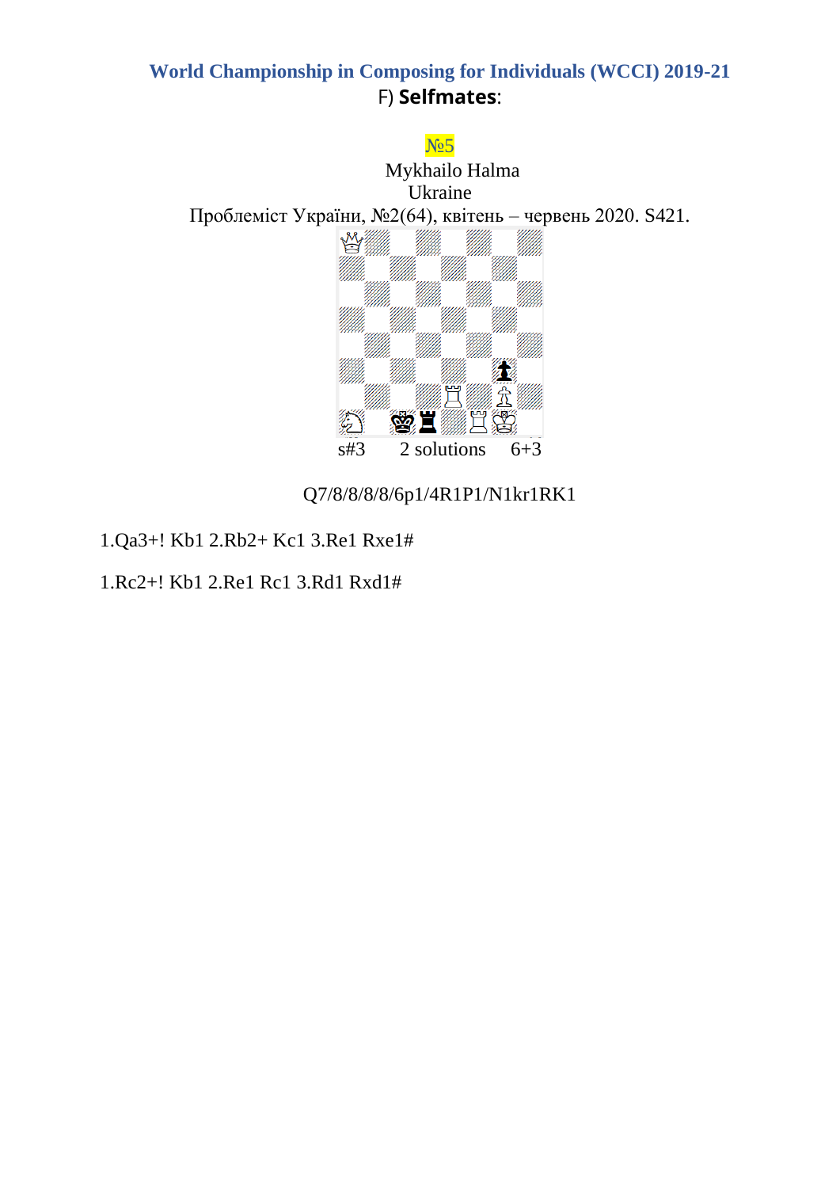**World Championship in Composing for Individuals (WCCI) 2019-21**

F) **Selfmates**:

№5

Mykhailo Halma
Ukraine
Проблеміст України, №2(64), квітень – червень 2020. S421.

s#3 2 solutions 6+3

Q7/8/8/8/8/6p1/4R1P1/N1kr1RK1

1.Qa3+! Kb1 2.Rb2+ Kc1 3.Re1 Rxe1#

1.Rc2+! Kb1 2.Re1 Rc1 3.Rd1 Rxd1#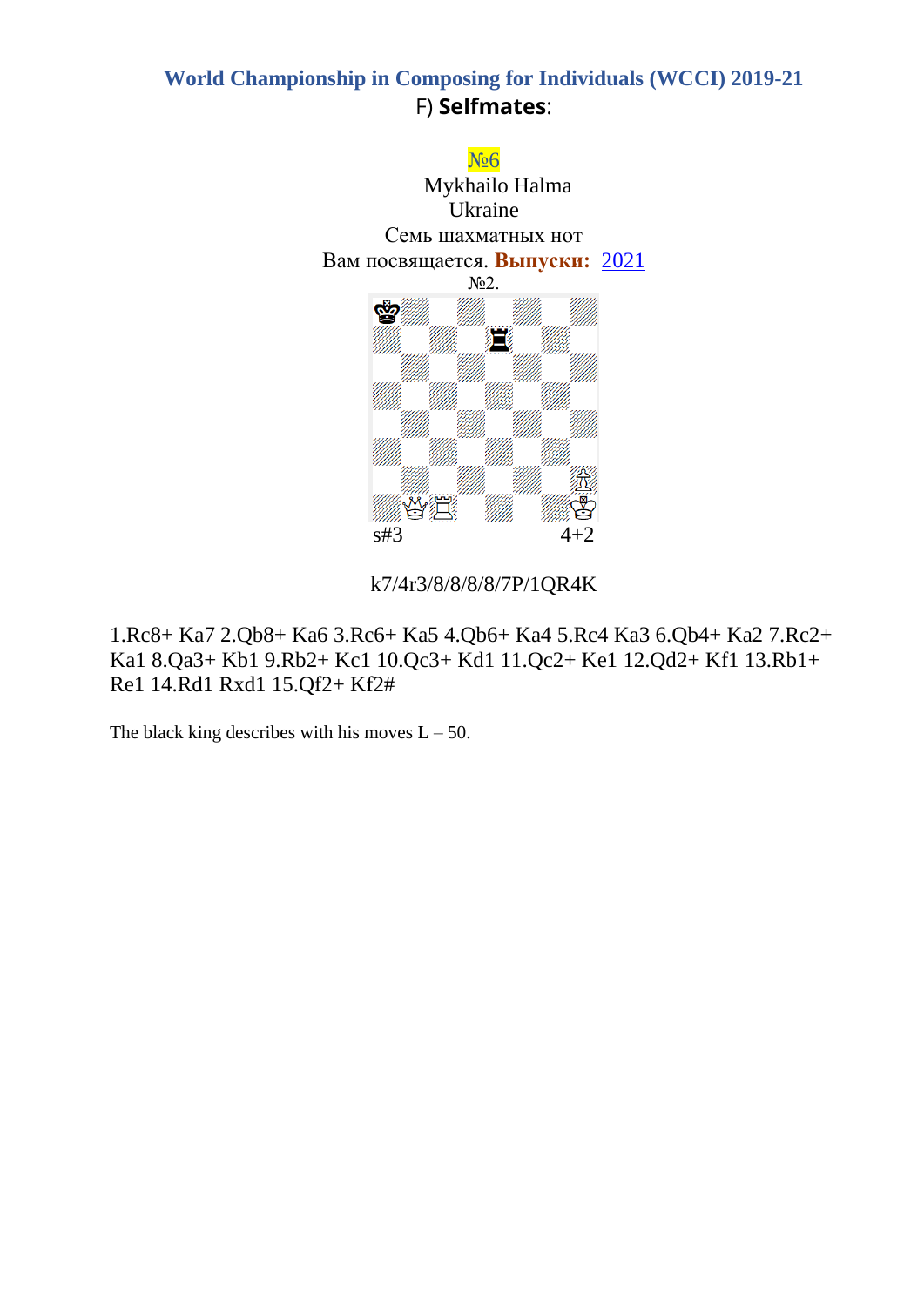## World Championship in Composing for Individuals (WCCI) 2019-21

F) **Selfmates**:

№6

Mykhailo Halma
Ukraine
Семь шахматных нот
Вам посвящается. **Выпуски:** 2021
№2.

s#3 4+2

k7/4r3/8/8/8/8/7P/1QR4K

1.Rc8+ Ka7 2.Qb8+ Ka6 3.Rc6+ Ka5 4.Qb6+ Ka4 5.Rc4 Ka3 6.Qb4+ Ka2 7.Rc2+ Ka1 8.Qa3+ Kb1 9.Rb2+ Kc1 10.Qc3+ Kd1 11.Qc2+ Ke1 12.Qd2+ Kf1 13.Rb1+ Re1 14.Rd1 Rxd1 15.Qf2+ Kf2#

The black king describes with his moves L – 50.